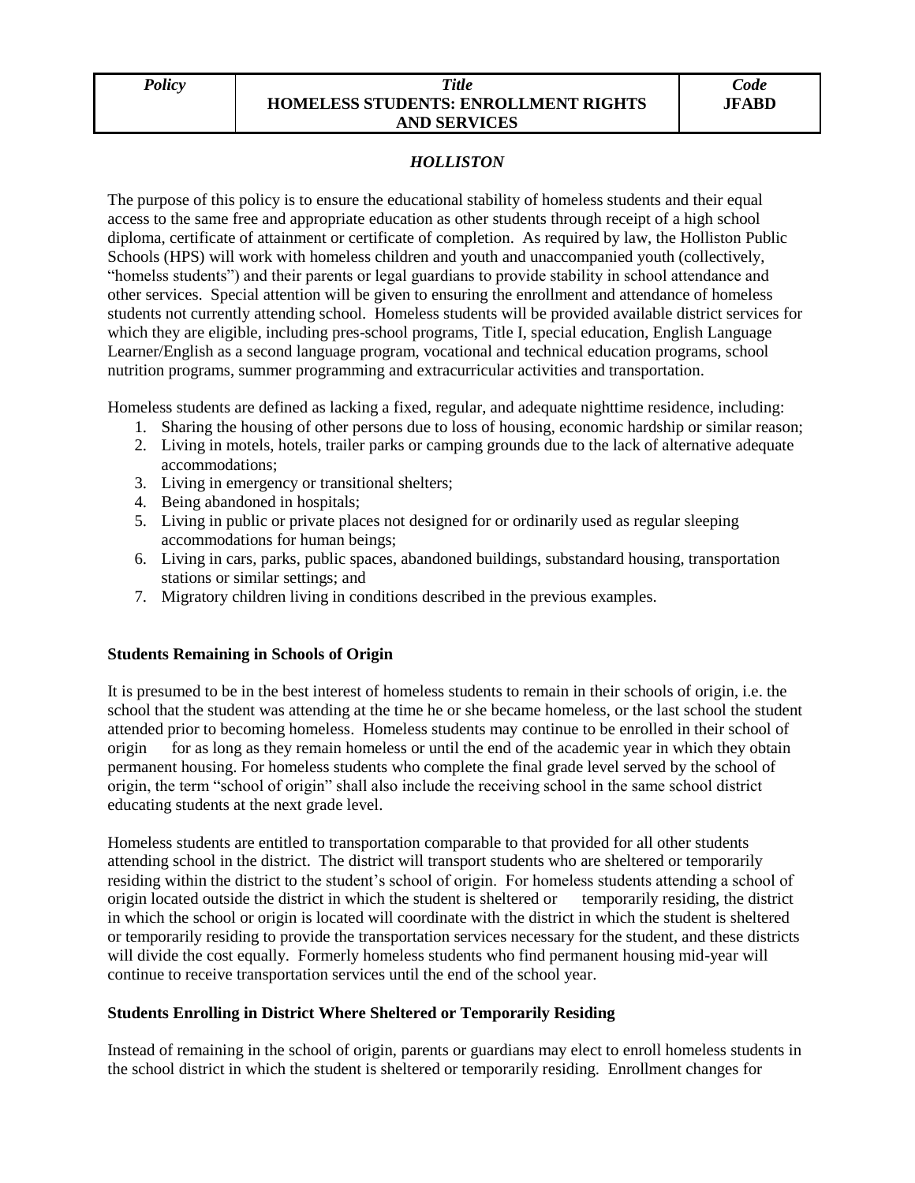| Policy | Title<br>HOMELESS STUDENTS: ENROLLMENT RIGHTS AND SERVICES | Code<br>JFABD |
|---|---|---|

***HOLLISTON***

The purpose of this policy is to ensure the educational stability of homeless students and their equal access to the same free and appropriate education as other students through receipt of a high school diploma, certificate of attainment or certificate of completion. As required by law, the Holliston Public Schools (HPS) will work with homeless children and youth and unaccompanied youth (collectively, "homelss students") and their parents or legal guardians to provide stability in school attendance and other services. Special attention will be given to ensuring the enrollment and attendance of homeless students not currently attending school. Homeless students will be provided available district services for which they are eligible, including pres-school programs, Title I, special education, English Language Learner/English as a second language program, vocational and technical education programs, school nutrition programs, summer programming and extracurricular activities and transportation.

Homeless students are defined as lacking a fixed, regular, and adequate nighttime residence, including:

1. Sharing the housing of other persons due to loss of housing, economic hardship or similar reason;
2. Living in motels, hotels, trailer parks or camping grounds due to the lack of alternative adequate accommodations;
3. Living in emergency or transitional shelters;
4. Being abandoned in hospitals;
5. Living in public or private places not designed for or ordinarily used as regular sleeping accommodations for human beings;
6. Living in cars, parks, public spaces, abandoned buildings, substandard housing, transportation stations or similar settings; and
7. Migratory children living in conditions described in the previous examples.

**Students Remaining in Schools of Origin**

It is presumed to be in the best interest of homeless students to remain in their schools of origin, i.e. the school that the student was attending at the time he or she became homeless, or the last school the student attended prior to becoming homeless. Homeless students may continue to be enrolled in their school of origin for as long as they remain homeless or until the end of the academic year in which they obtain permanent housing. For homeless students who complete the final grade level served by the school of origin, the term "school of origin" shall also include the receiving school in the same school district educating students at the next grade level.

Homeless students are entitled to transportation comparable to that provided for all other students attending school in the district. The district will transport students who are sheltered or temporarily residing within the district to the student's school of origin. For homeless students attending a school of origin located outside the district in which the student is sheltered or temporarily residing, the district in which the school or origin is located will coordinate with the district in which the student is sheltered or temporarily residing to provide the transportation services necessary for the student, and these districts will divide the cost equally. Formerly homeless students who find permanent housing mid-year will continue to receive transportation services until the end of the school year.

**Students Enrolling in District Where Sheltered or Temporarily Residing**

Instead of remaining in the school of origin, parents or guardians may elect to enroll homeless students in the school district in which the student is sheltered or temporarily residing. Enrollment changes for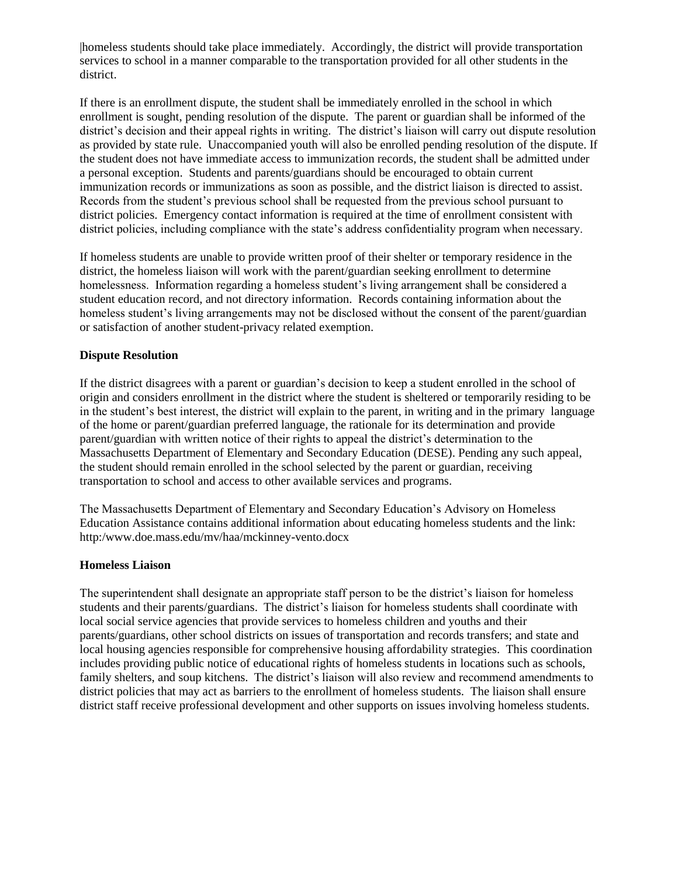homeless students should take place immediately. Accordingly, the district will provide transportation services to school in a manner comparable to the transportation provided for all other students in the district.

If there is an enrollment dispute, the student shall be immediately enrolled in the school in which enrollment is sought, pending resolution of the dispute. The parent or guardian shall be informed of the district's decision and their appeal rights in writing. The district's liaison will carry out dispute resolution as provided by state rule. Unaccompanied youth will also be enrolled pending resolution of the dispute. If the student does not have immediate access to immunization records, the student shall be admitted under a personal exception. Students and parents/guardians should be encouraged to obtain current immunization records or immunizations as soon as possible, and the district liaison is directed to assist. Records from the student's previous school shall be requested from the previous school pursuant to district policies. Emergency contact information is required at the time of enrollment consistent with district policies, including compliance with the state's address confidentiality program when necessary.

If homeless students are unable to provide written proof of their shelter or temporary residence in the district, the homeless liaison will work with the parent/guardian seeking enrollment to determine homelessness. Information regarding a homeless student's living arrangement shall be considered a student education record, and not directory information. Records containing information about the homeless student's living arrangements may not be disclosed without the consent of the parent/guardian or satisfaction of another student-privacy related exemption.

**Dispute Resolution**

If the district disagrees with a parent or guardian's decision to keep a student enrolled in the school of origin and considers enrollment in the district where the student is sheltered or temporarily residing to be in the student's best interest, the district will explain to the parent, in writing and in the primary language of the home or parent/guardian preferred language, the rationale for its determination and provide parent/guardian with written notice of their rights to appeal the district's determination to the Massachusetts Department of Elementary and Secondary Education (DESE). Pending any such appeal, the student should remain enrolled in the school selected by the parent or guardian, receiving transportation to school and access to other available services and programs.

The Massachusetts Department of Elementary and Secondary Education's Advisory on Homeless Education Assistance contains additional information about educating homeless students and the link: http:/www.doe.mass.edu/mv/haa/mckinney-vento.docx

**Homeless Liaison**

The superintendent shall designate an appropriate staff person to be the district's liaison for homeless students and their parents/guardians. The district's liaison for homeless students shall coordinate with local social service agencies that provide services to homeless children and youths and their parents/guardians, other school districts on issues of transportation and records transfers; and state and local housing agencies responsible for comprehensive housing affordability strategies. This coordination includes providing public notice of educational rights of homeless students in locations such as schools, family shelters, and soup kitchens. The district's liaison will also review and recommend amendments to district policies that may act as barriers to the enrollment of homeless students. The liaison shall ensure district staff receive professional development and other supports on issues involving homeless students.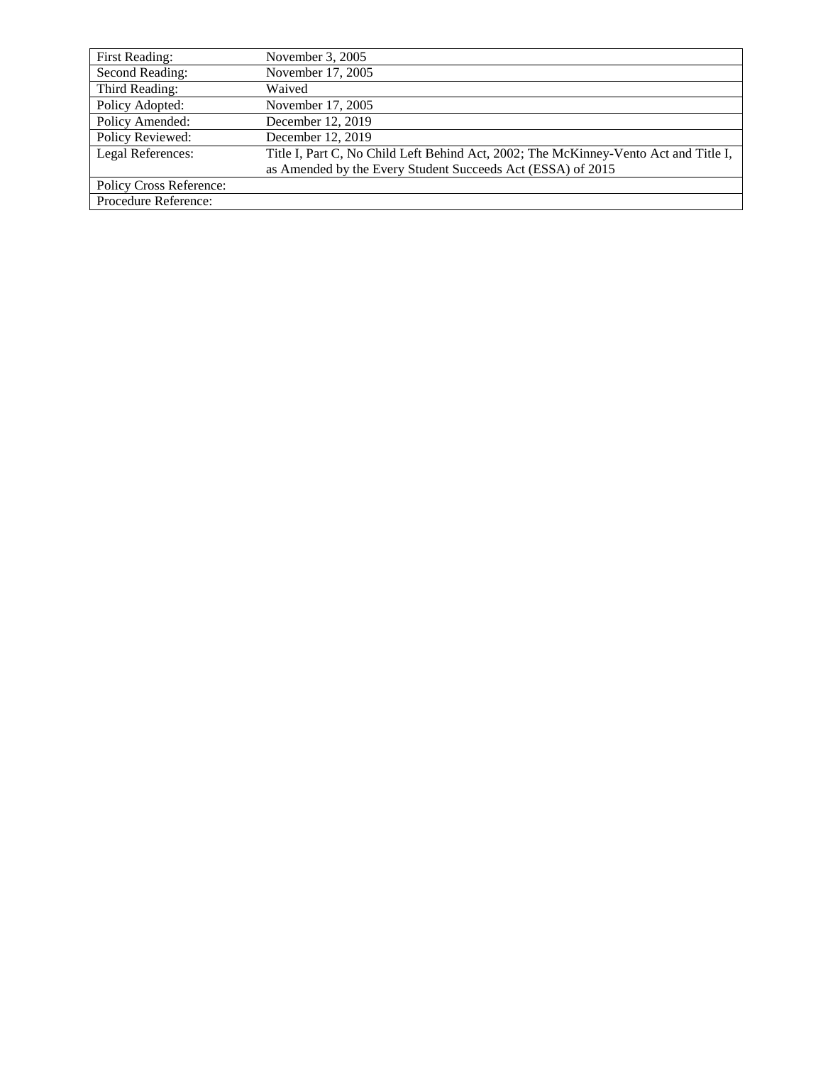| | |
|---|---|
| First Reading: | November 3, 2005 |
| Second Reading: | November 17, 2005 |
| Third Reading: | Waived |
| Policy Adopted: | November 17, 2005 |
| Policy Amended: | December 12, 2019 |
| Policy Reviewed: | December 12, 2019 |
| Legal References: | Title I, Part C, No Child Left Behind Act, 2002; The McKinney-Vento Act and Title I, as Amended by the Every Student Succeeds Act (ESSA) of 2015 |
| Policy Cross Reference: | |
| Procedure Reference: | |